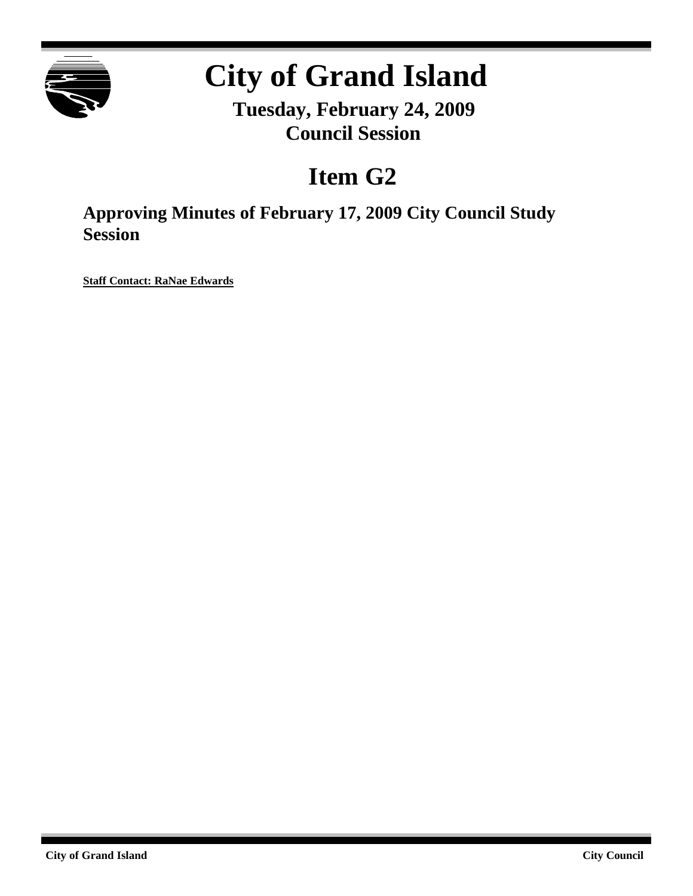# City of Grand Island

**Tuesday, February 24, 2009**
**Council Session**

## Item G2

### Approving Minutes of February 17, 2009 City Council Study Session

**Staff Contact: RaNae Edwards**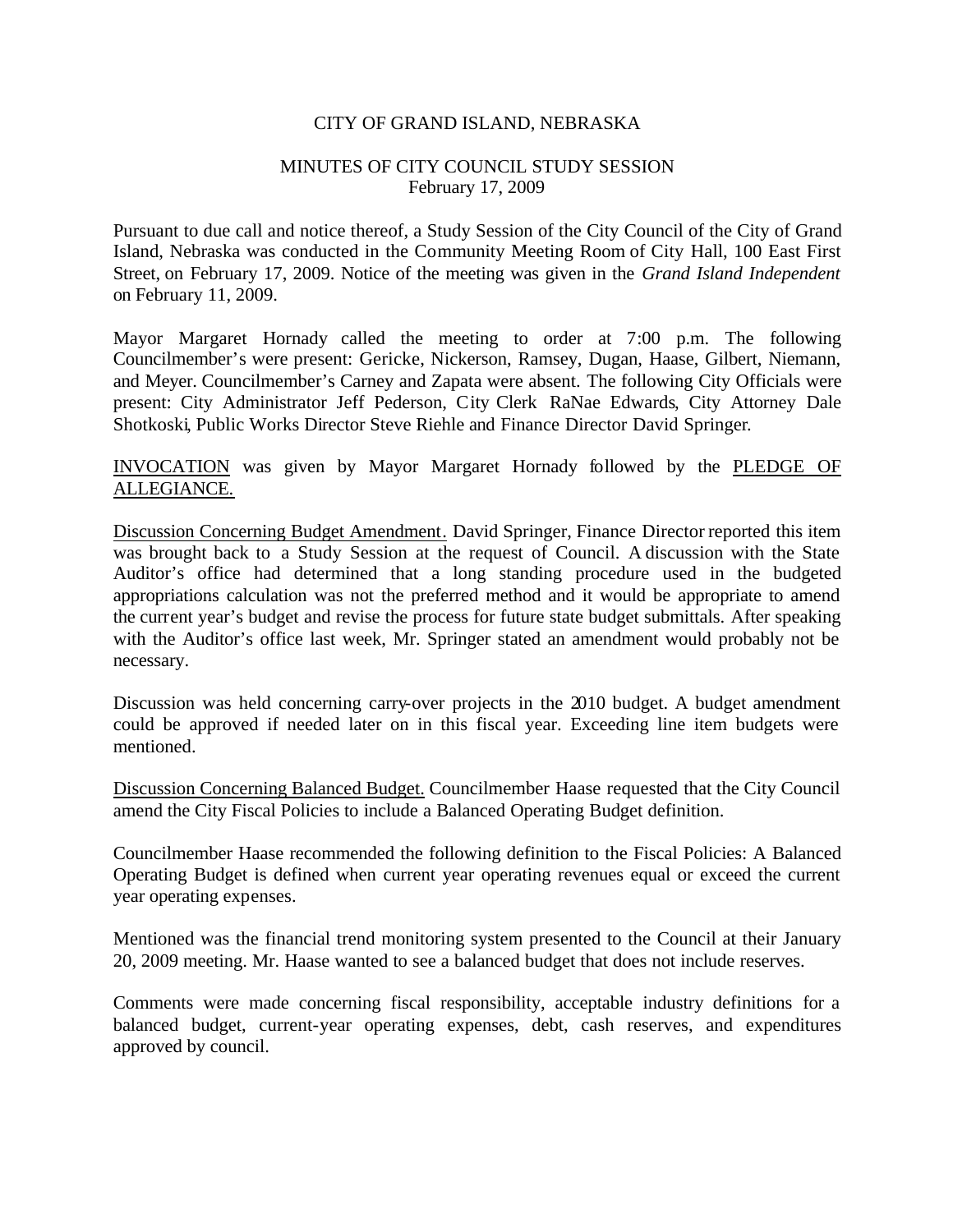CITY OF GRAND ISLAND, NEBRASKA

MINUTES OF CITY COUNCIL STUDY SESSION
February 17, 2009

Pursuant to due call and notice thereof, a Study Session of the City Council of the City of Grand Island, Nebraska was conducted in the Community Meeting Room of City Hall, 100 East First Street, on February 17, 2009. Notice of the meeting was given in the *Grand Island Independent* on February 11, 2009.

Mayor Margaret Hornady called the meeting to order at 7:00 p.m. The following Councilmember's were present: Gericke, Nickerson, Ramsey, Dugan, Haase, Gilbert, Niemann, and Meyer. Councilmember's Carney and Zapata were absent. The following City Officials were present: City Administrator Jeff Pederson, City Clerk RaNae Edwards, City Attorney Dale Shotkoski, Public Works Director Steve Riehle and Finance Director David Springer.

<u>INVOCATION</u> was given by Mayor Margaret Hornady followed by the <u>PLEDGE OF ALLEGIANCE.</u>

<u>Discussion Concerning Budget Amendment</u>. David Springer, Finance Director reported this item was brought back to a Study Session at the request of Council. A discussion with the State Auditor's office had determined that a long standing procedure used in the budgeted appropriations calculation was not the preferred method and it would be appropriate to amend the current year's budget and revise the process for future state budget submittals. After speaking with the Auditor's office last week, Mr. Springer stated an amendment would probably not be necessary.

Discussion was held concerning carry-over projects in the 2010 budget. A budget amendment could be approved if needed later on in this fiscal year. Exceeding line item budgets were mentioned.

<u>Discussion Concerning Balanced Budget.</u> Councilmember Haase requested that the City Council amend the City Fiscal Policies to include a Balanced Operating Budget definition.

Councilmember Haase recommended the following definition to the Fiscal Policies: A Balanced Operating Budget is defined when current year operating revenues equal or exceed the current year operating expenses.

Mentioned was the financial trend monitoring system presented to the Council at their January 20, 2009 meeting. Mr. Haase wanted to see a balanced budget that does not include reserves.

Comments were made concerning fiscal responsibility, acceptable industry definitions for a balanced budget, current-year operating expenses, debt, cash reserves, and expenditures approved by council.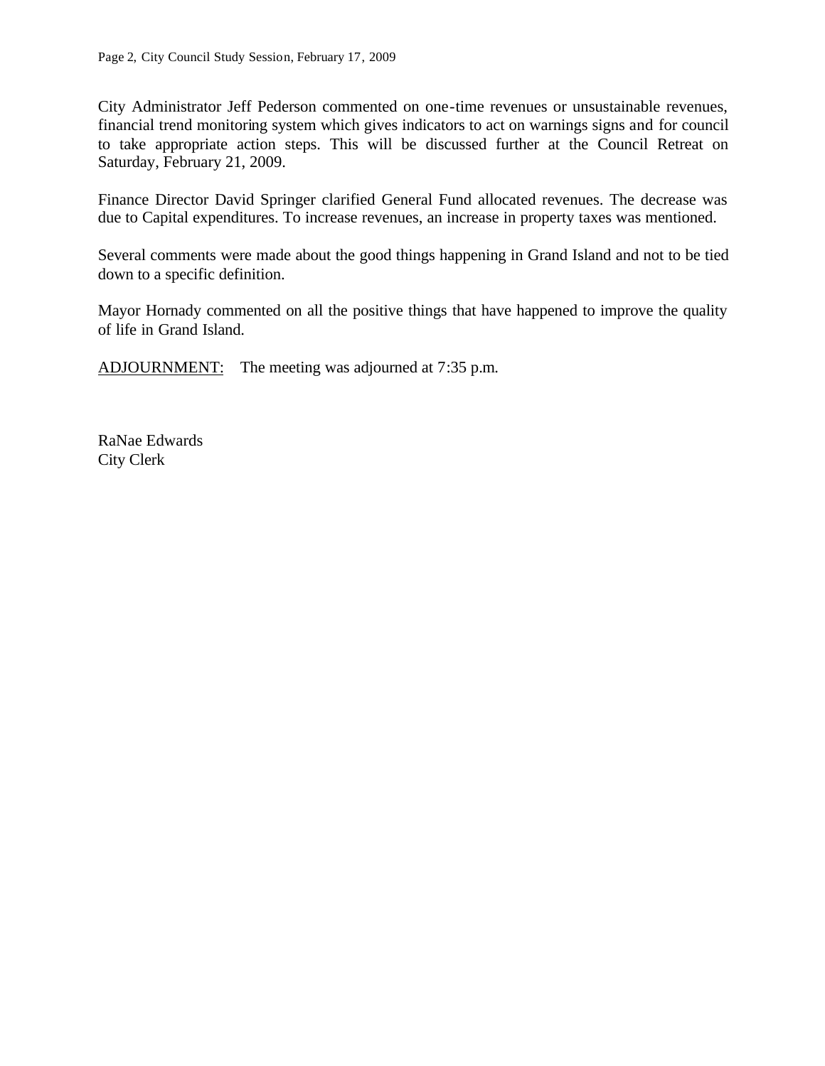City Administrator Jeff Pederson commented on one-time revenues or unsustainable revenues, financial trend monitoring system which gives indicators to act on warnings signs and for council to take appropriate action steps. This will be discussed further at the Council Retreat on Saturday, February 21, 2009.

Finance Director David Springer clarified General Fund allocated revenues. The decrease was due to Capital expenditures. To increase revenues, an increase in property taxes was mentioned.

Several comments were made about the good things happening in Grand Island and not to be tied down to a specific definition.

Mayor Hornady commented on all the positive things that have happened to improve the quality of life in Grand Island.

<u>ADJOURNMENT:</u> The meeting was adjourned at 7:35 p.m.

RaNae Edwards
City Clerk